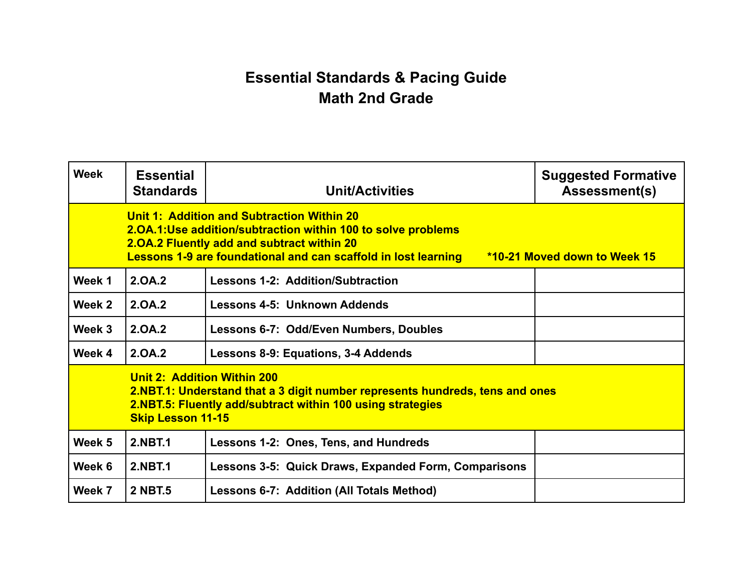# Essential Standards & Pacing Guide
## Math 2nd Grade

| Week | Essential Standards | Unit/Activities | Suggested Formative Assessment(s) |
|---|---|---|---|
| **Unit 1: Addition and Subtraction Within 20**<br>**2.OA.1:Use addition/subtraction within 100 to solve problems**<br>**2.OA.2 Fluently add and subtract within 20**<br>**Lessons 1-9 are foundational and can scaffold in lost learning \*10-21 Moved down to Week 15** | | | |
| Week 1 | 2.OA.2 | Lessons 1-2: Addition/Subtraction | |
| Week 2 | 2.OA.2 | Lessons 4-5: Unknown Addends | |
| Week 3 | 2.OA.2 | Lessons 6-7: Odd/Even Numbers, Doubles | |
| Week 4 | 2.OA.2 | Lessons 8-9: Equations, 3-4 Addends | |
| **Unit 2: Addition Within 200**<br>**2.NBT.1: Understand that a 3 digit number represents hundreds, tens and ones**<br>**2.NBT.5: Fluently add/subtract within 100 using strategies**<br>**Skip Lesson 11-15** | | | |
| Week 5 | 2.NBT.1 | Lessons 1-2: Ones, Tens, and Hundreds | |
| Week 6 | 2.NBT.1 | Lessons 3-5: Quick Draws, Expanded Form, Comparisons | |
| Week 7 | 2 NBT.5 | Lessons 6-7: Addition (All Totals Method) | |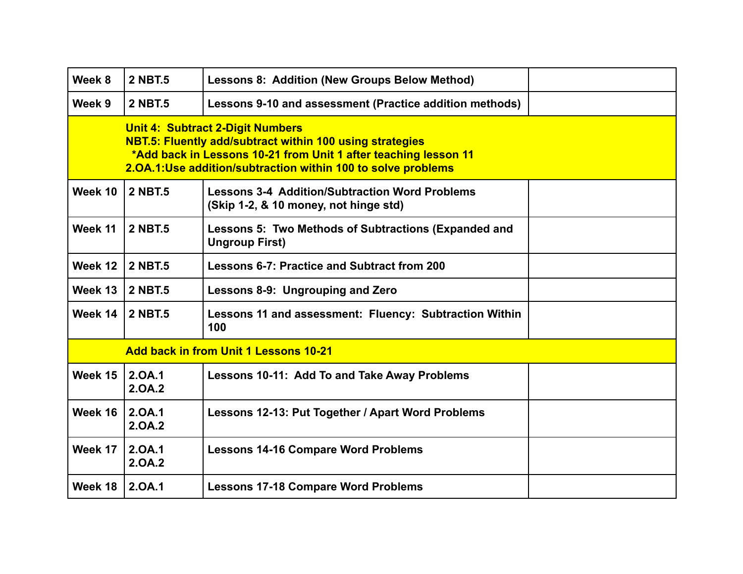| Week 8 | 2 NBT.5 | Lessons 8: Addition (New Groups Below Method) | |
|---|---|---|---|
| Week 9 | 2 NBT.5 | Lessons 9-10 and assessment (Practice addition methods) | |
| **Unit 4: Subtract 2-Digit Numbers**<br>**NBT.5: Fluently add/subtract within 100 using strategies**<br>**\*Add back in Lessons 10-21 from Unit 1 after teaching lesson 11**<br>**2.OA.1:Use addition/subtraction within 100 to solve problems** | | | |
| Week 10 | 2 NBT.5 | Lessons 3-4 Addition/Subtraction Word Problems<br>(Skip 1-2, & 10 money, not hinge std) | |
| Week 11 | 2 NBT.5 | Lessons 5: Two Methods of Subtractions (Expanded and Ungroup First) | |
| Week 12 | 2 NBT.5 | Lessons 6-7: Practice and Subtract from 200 | |
| Week 13 | 2 NBT.5 | Lessons 8-9: Ungrouping and Zero | |
| Week 14 | 2 NBT.5 | Lessons 11 and assessment: Fluency: Subtraction Within 100 | |
| **Add back in from Unit 1 Lessons 10-21** | | | |
| Week 15 | 2.OA.1<br>2.OA.2 | Lessons 10-11: Add To and Take Away Problems | |
| Week 16 | 2.OA.1<br>2.OA.2 | Lessons 12-13: Put Together / Apart Word Problems | |
| Week 17 | 2.OA.1<br>2.OA.2 | Lessons 14-16 Compare Word Problems | |
| Week 18 | 2.OA.1 | Lessons 17-18 Compare Word Problems | |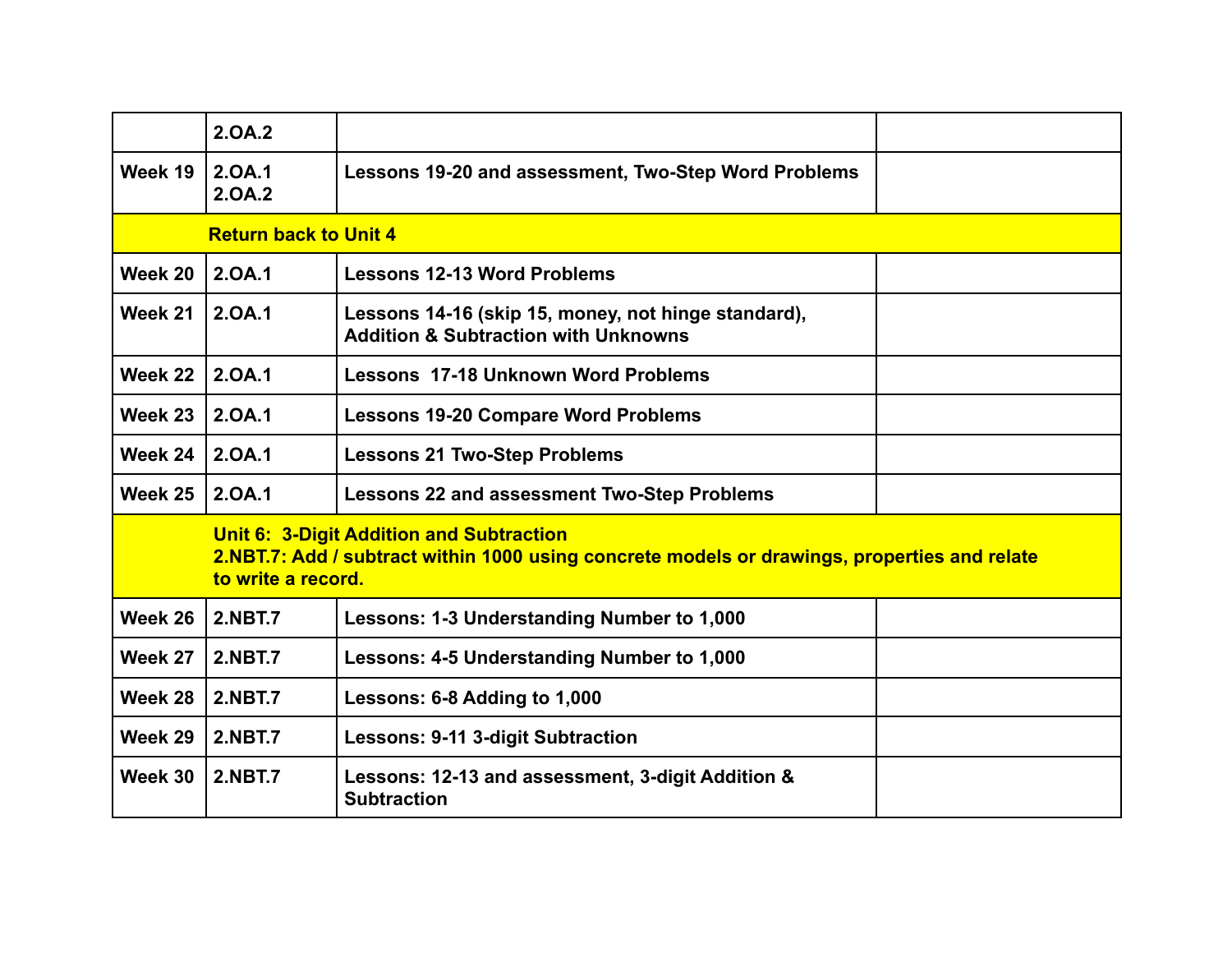| | | | |
|---|---|---|---|
| | **2.OA.2** | | |
| **Week 19** | **2.OA.1**<br>**2.OA.2** | **Lessons 19-20 and assessment, Two-Step Word Problems** | |
| | **Return back to Unit 4** | | |
| **Week 20** | **2.OA.1** | **Lessons 12-13 Word Problems** | |
| **Week 21** | **2.OA.1** | **Lessons 14-16 (skip 15, money, not hinge standard), Addition & Subtraction with Unknowns** | |
| **Week 22** | **2.OA.1** | **Lessons 17-18 Unknown Word Problems** | |
| **Week 23** | **2.OA.1** | **Lessons 19-20 Compare Word Problems** | |
| **Week 24** | **2.OA.1** | **Lessons 21 Two-Step Problems** | |
| **Week 25** | **2.OA.1** | **Lessons 22 and assessment Two-Step Problems** | |
| | **Unit 6: 3-Digit Addition and Subtraction**<br>**2.NBT.7: Add / subtract within 1000 using concrete models or drawings, properties and relate to write a record.** | | |
| **Week 26** | **2.NBT.7** | **Lessons: 1-3 Understanding Number to 1,000** | |
| **Week 27** | **2.NBT.7** | **Lessons: 4-5 Understanding Number to 1,000** | |
| **Week 28** | **2.NBT.7** | **Lessons: 6-8 Adding to 1,000** | |
| **Week 29** | **2.NBT.7** | **Lessons: 9-11 3-digit Subtraction** | |
| **Week 30** | **2.NBT.7** | **Lessons: 12-13 and assessment, 3-digit Addition & Subtraction** | |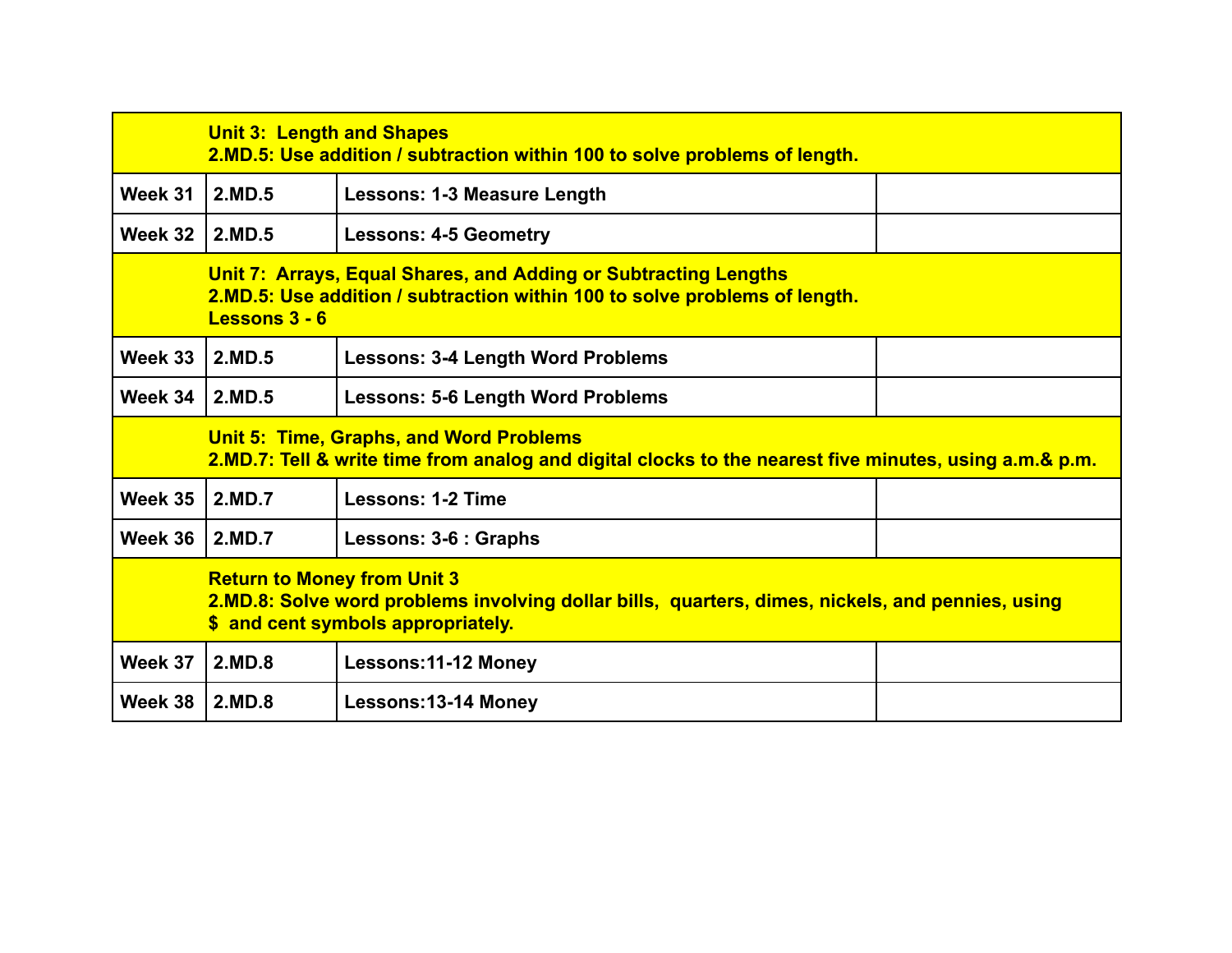| | | | |
|---|---|---|---|
| | **Unit 3: Length and Shapes**<br>**2.MD.5: Use addition / subtraction within 100 to solve problems of length.** | | |
| **Week 31** | **2.MD.5** | **Lessons: 1-3 Measure Length** | |
| **Week 32** | **2.MD.5** | **Lessons: 4-5 Geometry** | |
| | **Unit 7: Arrays, Equal Shares, and Adding or Subtracting Lengths**<br>**2.MD.5: Use addition / subtraction within 100 to solve problems of length.**<br>**Lessons 3 - 6** | | |
| **Week 33** | **2.MD.5** | **Lessons: 3-4 Length Word Problems** | |
| **Week 34** | **2.MD.5** | **Lessons: 5-6 Length Word Problems** | |
| | **Unit 5: Time, Graphs, and Word Problems**<br>**2.MD.7: Tell & write time from analog and digital clocks to the nearest five minutes, using a.m.& p.m.** | | |
| **Week 35** | **2.MD.7** | **Lessons: 1-2 Time** | |
| **Week 36** | **2.MD.7** | **Lessons: 3-6 : Graphs** | |
| | **Return to Money from Unit 3**<br>**2.MD.8: Solve word problems involving dollar bills, quarters, dimes, nickels, and pennies, using $ and cent symbols appropriately.** | | |
| **Week 37** | **2.MD.8** | **Lessons:11-12 Money** | |
| **Week 38** | **2.MD.8** | **Lessons:13-14 Money** | |